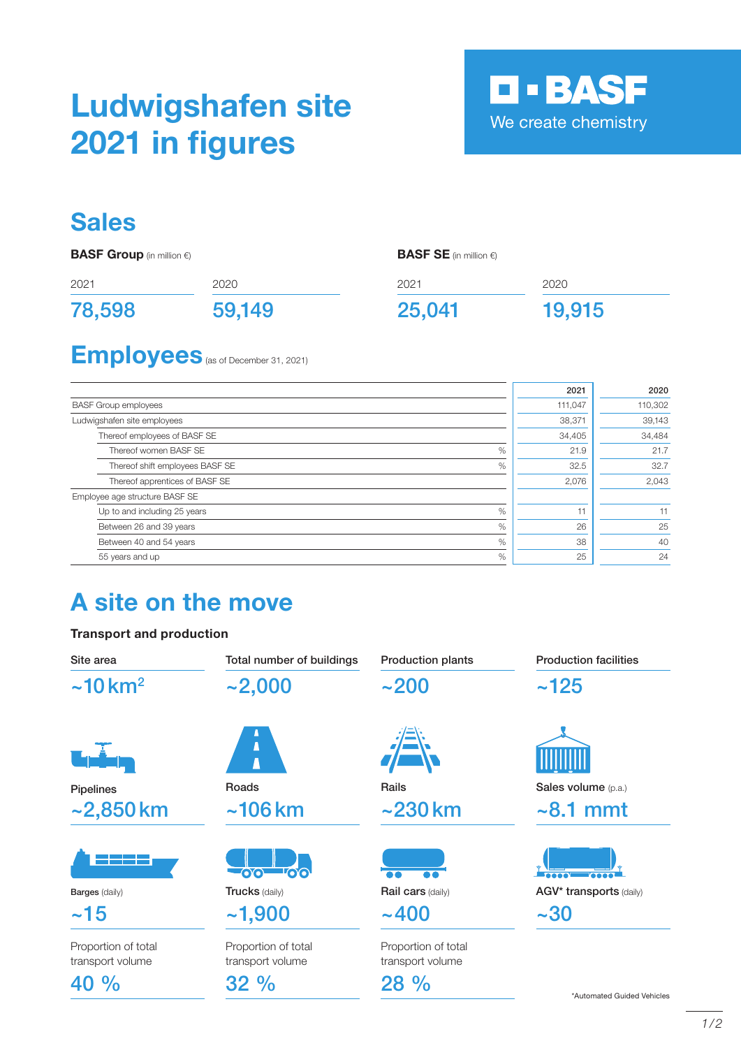# Ludwigshafen site 2021 in figures

BASF We create chemistry

## Sales

**BASF Group** (in million €)

| 2021 | 2020 |
|---|---|
| 78,598 | 59,149 |

**BASF SE** (in million €)

| 2021 | 2020 |
|---|---|
| 25,041 | 19,915 |

## Employees (as of December 31, 2021)

| | | 2021 | 2020 |
|---|---|---|---|
| BASF Group employees | | 111,047 | 110,302 |
| Ludwigshafen site employees | | 38,371 | 39,143 |
| Thereof employees of BASF SE | | 34,405 | 34,484 |
| Thereof women BASF SE | % | 21.9 | 21.7 |
| Thereof shift employees BASF SE | % | 32.5 | 32.7 |
| Thereof apprentices of BASF SE | | 2,076 | 2,043 |
| Employee age structure BASF SE | | | |
| Up to and including 25 years | % | 11 | 11 |
| Between 26 and 39 years | % | 26 | 25 |
| Between 40 and 54 years | % | 38 | 40 |
| 55 years and up | % | 25 | 24 |

## A site on the move

**Transport and production**

| Site area | Total number of buildings | Production plants | Production facilities |
|---|---|---|---|
| ~10 km² | ~2,000 | ~200 | ~125 |

| Pipelines | Roads | Rails | Sales volume (p.a.) |
|---|---|---|---|
| ~2,850 km | ~106 km | ~230 km | ~8.1 mmt |

| Barges (daily) | Trucks (daily) | Rail cars (daily) | AGV* transports (daily) |
|---|---|---|---|
| ~15 | ~1,900 | ~400 | ~30 |
| Proportion of total transport volume | Proportion of total transport volume | Proportion of total transport volume | |
| 40 % | 32 % | 28 % | |

*Automated Guided Vehicles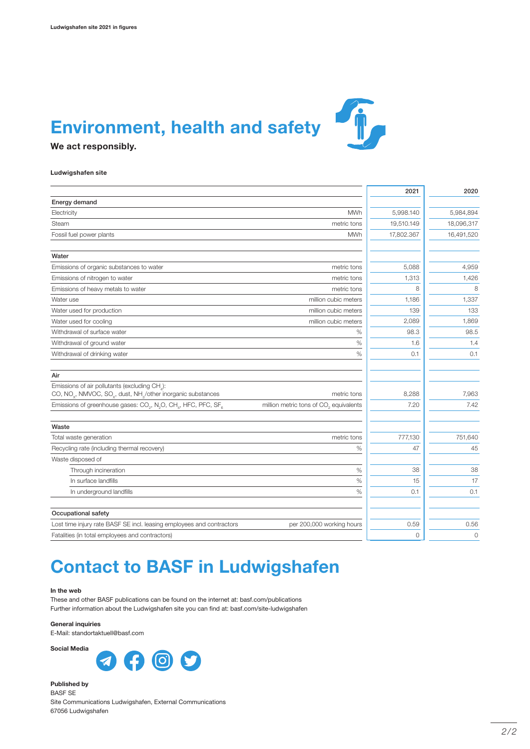# Environment, health and safety

**We act responsibly.**

**Ludwigshafen site**

| | | 2021 | 2020 |
|---|---|---|---|
| **Energy demand** | | | |
| Electricity | MWh | 5,998.140 | 5,984,894 |
| Steam | metric tons | 19,510.149 | 18,096,317 |
| Fossil fuel power plants | MWh | 17,802.367 | 16,491,520 |
| **Water** | | | |
| Emissions of organic substances to water | metric tons | 5,088 | 4,959 |
| Emissions of nitrogen to water | metric tons | 1,313 | 1,426 |
| Emissions of heavy metals to water | metric tons | 8 | 8 |
| Water use | million cubic meters | 1,186 | 1,337 |
| Water used for production | million cubic meters | 139 | 133 |
| Water used for cooling | million cubic meters | 2,089 | 1,869 |
| Withdrawal of surface water | % | 98.3 | 98.5 |
| Withdrawal of ground water | % | 1.6 | 1.4 |
| Withdrawal of drinking water | % | 0.1 | 0.1 |
| **Air** | | | |
| Emissions of air pollutants (excluding $CH_4$): CO, $NO_x$, NMVOC, $SO_x$, dust, $NH_3$/other inorganic substances | metric tons | 8,288 | 7,963 |
| Emissions of greenhouse gases: $CO_2$, $N_2O$, $CH_4$, HFC, PFC, $SF_6$ | million metric tons of $CO_2$ equivalents | 7.20 | 7.42 |
| **Waste** | | | |
| Total waste generation | metric tons | 777,130 | 751,640 |
| Recycling rate (including thermal recovery) | % | 47 | 45 |
| Waste disposed of | | | |
| Through incineration | % | 38 | 38 |
| In surface landfills | % | 15 | 17 |
| In underground landfills | % | 0.1 | 0.1 |
| **Occupational safety** | | | |
| Lost time injury rate BASF SE incl. leasing employees and contractors | per 200,000 working hours | 0.59 | 0.56 |
| Fatalities (in total employees and contractors) | | 0 | 0 |

# Contact to BASF in Ludwigshafen

**In the web**

These and other BASF publications can be found on the internet at: basf.com/publications
Further information about the Ludwigshafen site you can find at: basf.com/site-ludwigshafen

**General inquiries**

E-Mail: standortaktuell@basf.com

**Social Media**

**Published by**

BASF SE
Site Communications Ludwigshafen, External Communications
67056 Ludwigshafen